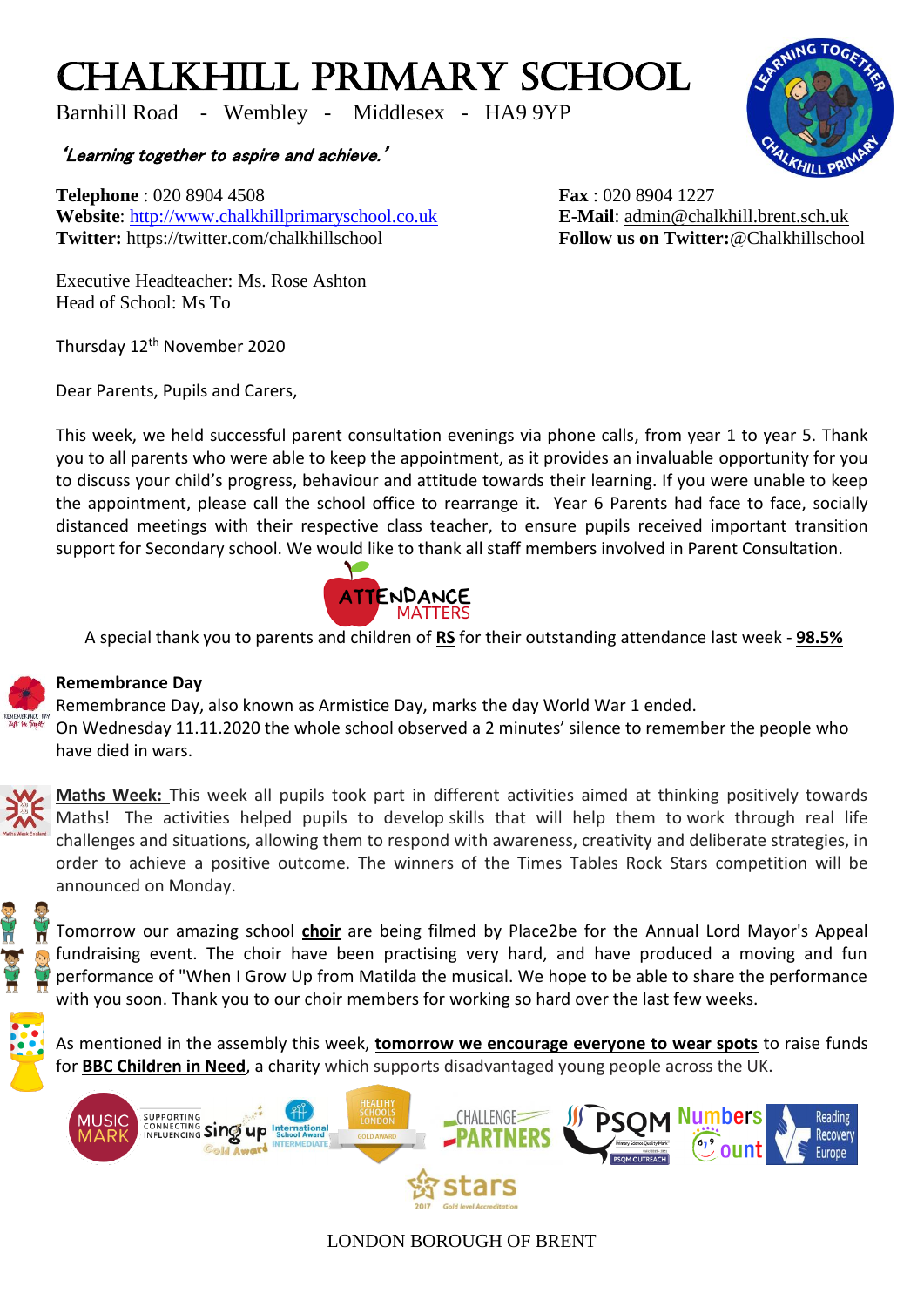# CHALKHILL PRIMARY SCHOOL

Barnhill Road - Wembley - Middlesex - HA9 9YP

*'Learning together to aspire and achieve.'*

**Telephone** : 020 8904 4508
**Website**: http://www.chalkhillprimaryschool.co.uk
**Twitter:** https://twitter.com/chalkhillschool

**Fax** : 020 8904 1227
**E-Mail**: admin@chalkhill.brent.sch.uk
**Follow us on Twitter:**@Chalkhillschool

Executive Headteacher: Ms. Rose Ashton
Head of School: Ms To

Thursday 12th November 2020

Dear Parents, Pupils and Carers,

This week, we held successful parent consultation evenings via phone calls, from year 1 to year 5. Thank you to all parents who were able to keep the appointment, as it provides an invaluable opportunity for you to discuss your child's progress, behaviour and attitude towards their learning. If you were unable to keep the appointment, please call the school office to rearrange it. Year 6 Parents had face to face, socially distanced meetings with their respective class teacher, to ensure pupils received important transition support for Secondary school. We would like to thank all staff members involved in Parent Consultation.

ATTENDANCE MATTERS

A special thank you to parents and children of **RS** for their outstanding attendance last week - **98.5%**

**Remembrance Day**

Remembrance Day, also known as Armistice Day, marks the day World War 1 ended.
On Wednesday 11.11.2020 the whole school observed a 2 minutes' silence to remember the people who have died in wars.

**Maths Week:** This week all pupils took part in different activities aimed at thinking positively towards Maths! The activities helped pupils to develop skills that will help them to work through real life challenges and situations, allowing them to respond with awareness, creativity and deliberate strategies, in order to achieve a positive outcome. The winners of the Times Tables Rock Stars competition will be announced on Monday.

Tomorrow our amazing school **choir** are being filmed by Place2be for the Annual Lord Mayor's Appeal fundraising event. The choir have been practising very hard, and have produced a moving and fun performance of "When I Grow Up from Matilda the musical. We hope to be able to share the performance with you soon. Thank you to our choir members for working so hard over the last few weeks.

As mentioned in the assembly this week, **tomorrow we encourage everyone to wear spots** to raise funds for **BBC Children in Need**, a charity which supports disadvantaged young people across the UK.

LONDON BOROUGH OF BRENT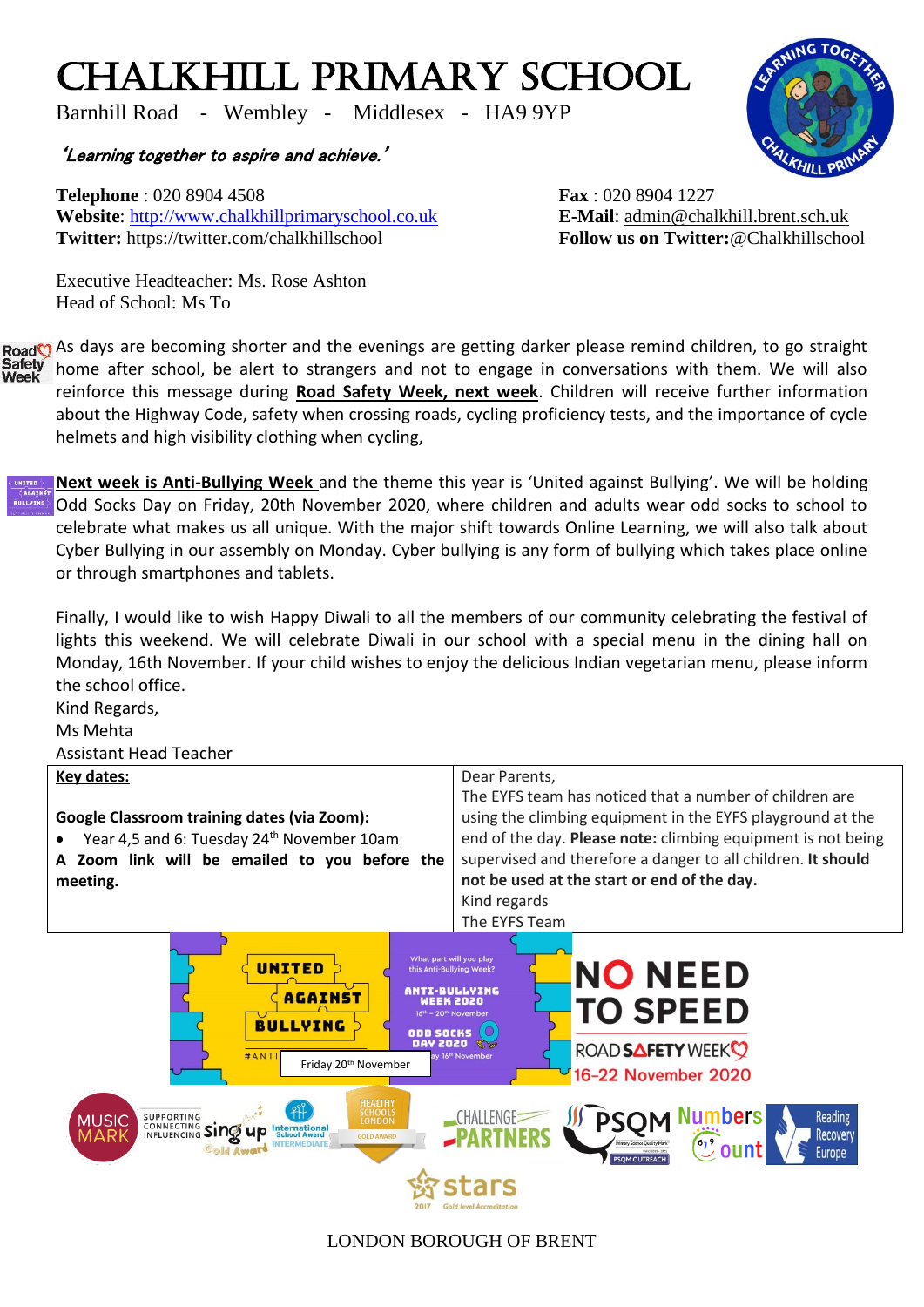# CHALKHILL PRIMARY SCHOOL

Barnhill Road - Wembley - Middlesex - HA9 9YP

*'Learning together to aspire and achieve.'*

**Telephone** : 020 8904 4508
**Website**: http://www.chalkhillprimaryschool.co.uk
**Twitter:** https://twitter.com/chalkhillschool

**Fax** : 020 8904 1227
**E-Mail**: admin@chalkhill.brent.sch.uk
**Follow us on Twitter:**@Chalkhillschool

Executive Headteacher: Ms. Rose Ashton
Head of School: Ms To

As days are becoming shorter and the evenings are getting darker please remind children, to go straight home after school, be alert to strangers and not to engage in conversations with them. We will also reinforce this message during **Road Safety Week, next week**. Children will receive further information about the Highway Code, safety when crossing roads, cycling proficiency tests, and the importance of cycle helmets and high visibility clothing when cycling,

**Next week is Anti-Bullying Week** and the theme this year is 'United against Bullying'. We will be holding Odd Socks Day on Friday, 20th November 2020, where children and adults wear odd socks to school to celebrate what makes us all unique. With the major shift towards Online Learning, we will also talk about Cyber Bullying in our assembly on Monday. Cyber bullying is any form of bullying which takes place online or through smartphones and tablets.

Finally, I would like to wish Happy Diwali to all the members of our community celebrating the festival of lights this weekend. We will celebrate Diwali in our school with a special menu in the dining hall on Monday, 16th November. If your child wishes to enjoy the delicious Indian vegetarian menu, please inform the school office.

Kind Regards,
Ms Mehta
Assistant Head Teacher

| | |
|---|---|
| **Key dates:**<br><br>**Google Classroom training dates (via Zoom):**<br>• Year 4,5 and 6: Tuesday 24th November 10am<br>**A Zoom link will be emailed to you before the meeting.** | Dear Parents,<br>The EYFS team has noticed that a number of children are using the climbing equipment in the EYFS playground at the end of the day. **Please note:** climbing equipment is not being supervised and therefore a danger to all children. **It should not be used at the start or end of the day.**<br>Kind regards<br>The EYFS Team |

LONDON BOROUGH OF BRENT